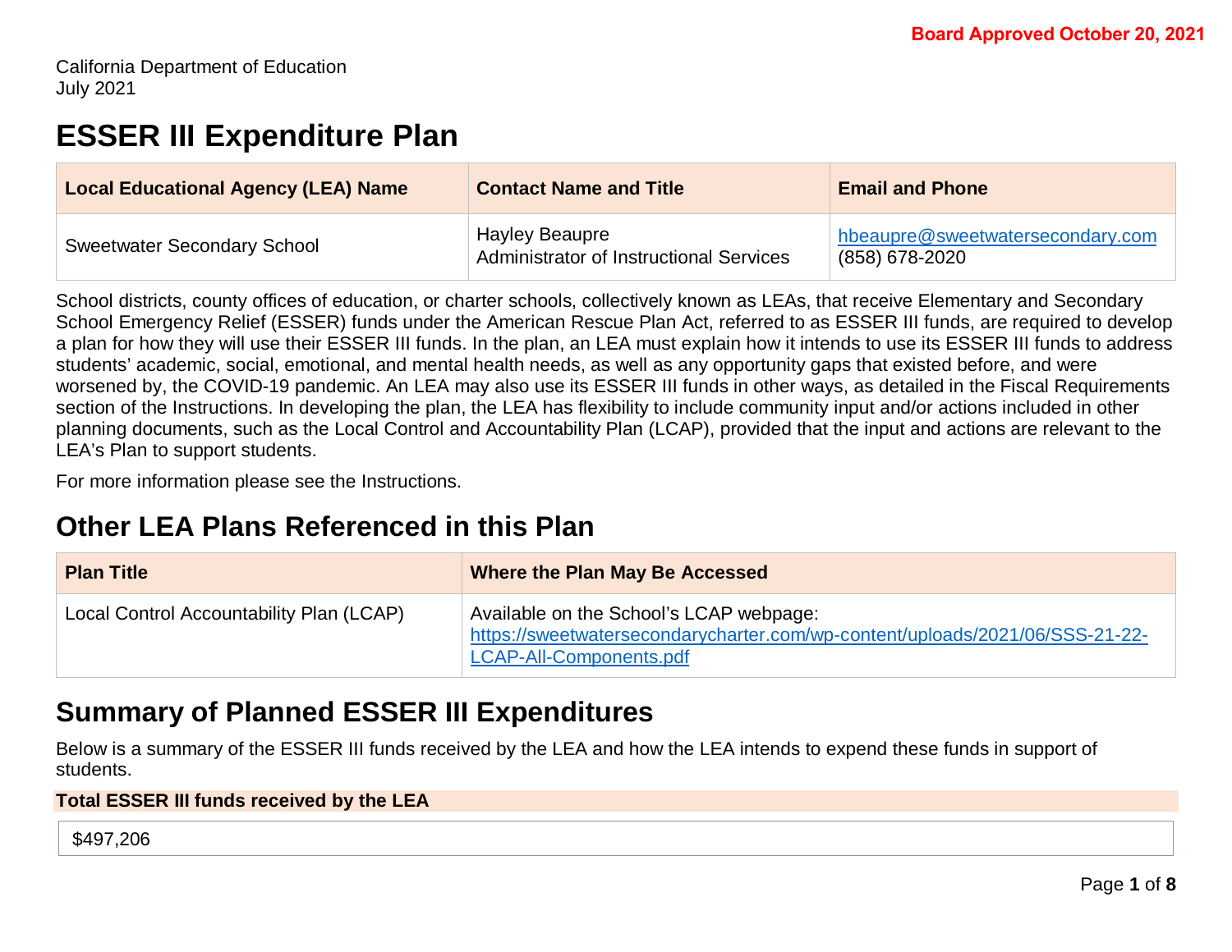Board Approved October 20, 2021

California Department of Education
July 2021

# ESSER III Expenditure Plan

| Local Educational Agency (LEA) Name | Contact Name and Title | Email and Phone |
| --- | --- | --- |
| Sweetwater Secondary School | Hayley Beaupre<br>Administrator of Instructional Services | hbeaupre@sweetwatersecondary.com<br>(858) 678-2020 |

School districts, county offices of education, or charter schools, collectively known as LEAs, that receive Elementary and Secondary School Emergency Relief (ESSER) funds under the American Rescue Plan Act, referred to as ESSER III funds, are required to develop a plan for how they will use their ESSER III funds. In the plan, an LEA must explain how it intends to use its ESSER III funds to address students' academic, social, emotional, and mental health needs, as well as any opportunity gaps that existed before, and were worsened by, the COVID-19 pandemic. An LEA may also use its ESSER III funds in other ways, as detailed in the Fiscal Requirements section of the Instructions. In developing the plan, the LEA has flexibility to include community input and/or actions included in other planning documents, such as the Local Control and Accountability Plan (LCAP), provided that the input and actions are relevant to the LEA's Plan to support students.

For more information please see the Instructions.

# Other LEA Plans Referenced in this Plan

| Plan Title | Where the Plan May Be Accessed |
| --- | --- |
| Local Control Accountability Plan (LCAP) | Available on the School's LCAP webpage: https://sweetwatersecondarycharter.com/wp-content/uploads/2021/06/SSS-21-22-LCAP-All-Components.pdf |

# Summary of Planned ESSER III Expenditures

Below is a summary of the ESSER III funds received by the LEA and how the LEA intends to expend these funds in support of students.

| Total ESSER III funds received by the LEA |
| --- |
| $497,206 |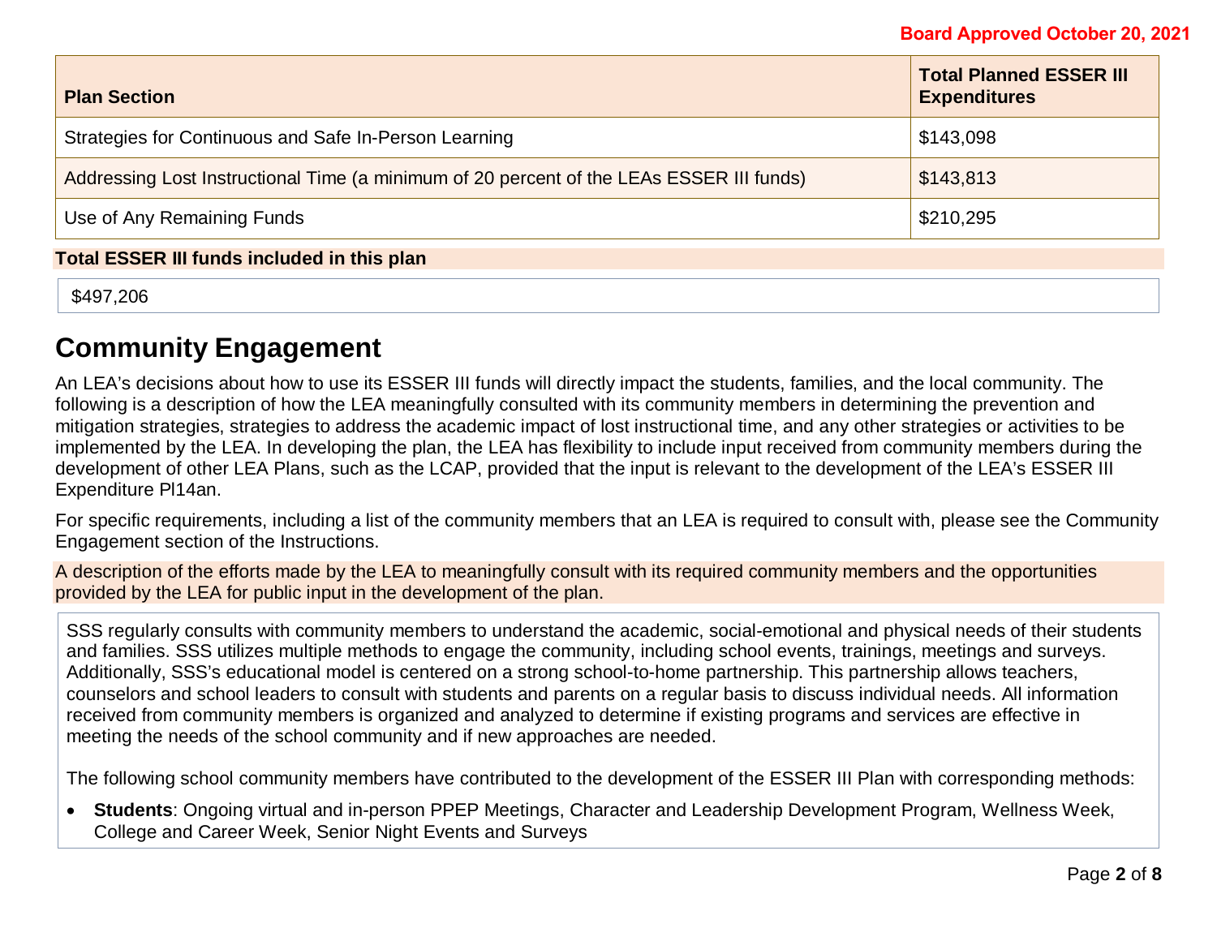Board Approved October 20, 2021

| Plan Section | Total Planned ESSER III Expenditures |
|---|---|
| Strategies for Continuous and Safe In-Person Learning | $143,098 |
| Addressing Lost Instructional Time (a minimum of 20 percent of the LEAs ESSER III funds) | $143,813 |
| Use of Any Remaining Funds | $210,295 |

**Total ESSER III funds included in this plan**

$497,206

## Community Engagement

An LEA's decisions about how to use its ESSER III funds will directly impact the students, families, and the local community. The following is a description of how the LEA meaningfully consulted with its community members in determining the prevention and mitigation strategies, strategies to address the academic impact of lost instructional time, and any other strategies or activities to be implemented by the LEA. In developing the plan, the LEA has flexibility to include input received from community members during the development of other LEA Plans, such as the LCAP, provided that the input is relevant to the development of the LEA's ESSER III Expenditure Pl14an.

For specific requirements, including a list of the community members that an LEA is required to consult with, please see the Community Engagement section of the Instructions.

A description of the efforts made by the LEA to meaningfully consult with its required community members and the opportunities provided by the LEA for public input in the development of the plan.

SSS regularly consults with community members to understand the academic, social-emotional and physical needs of their students and families. SSS utilizes multiple methods to engage the community, including school events, trainings, meetings and surveys. Additionally, SSS's educational model is centered on a strong school-to-home partnership. This partnership allows teachers, counselors and school leaders to consult with students and parents on a regular basis to discuss individual needs. All information received from community members is organized and analyzed to determine if existing programs and services are effective in meeting the needs of the school community and if new approaches are needed.

The following school community members have contributed to the development of the ESSER III Plan with corresponding methods:

- **Students**: Ongoing virtual and in-person PPEP Meetings, Character and Leadership Development Program, Wellness Week, College and Career Week, Senior Night Events and Surveys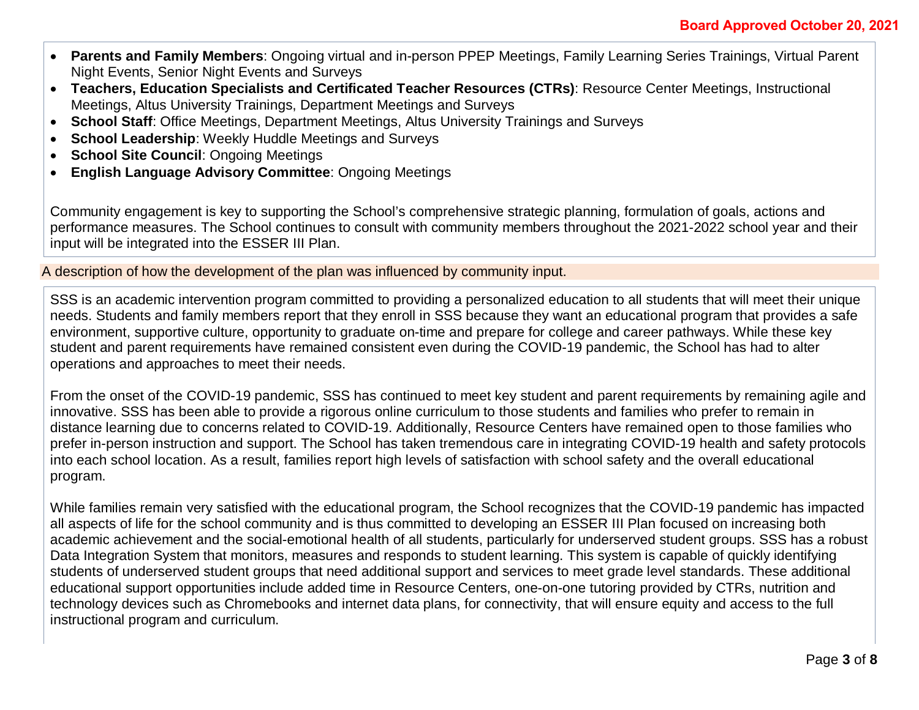- **Parents and Family Members**: Ongoing virtual and in-person PPEP Meetings, Family Learning Series Trainings, Virtual Parent Night Events, Senior Night Events and Surveys
- **Teachers, Education Specialists and Certificated Teacher Resources (CTRs)**: Resource Center Meetings, Instructional Meetings, Altus University Trainings, Department Meetings and Surveys
- **School Staff**: Office Meetings, Department Meetings, Altus University Trainings and Surveys
- **School Leadership**: Weekly Huddle Meetings and Surveys
- **School Site Council**: Ongoing Meetings
- **English Language Advisory Committee**: Ongoing Meetings

Community engagement is key to supporting the School's comprehensive strategic planning, formulation of goals, actions and performance measures. The School continues to consult with community members throughout the 2021-2022 school year and their input will be integrated into the ESSER III Plan.

A description of how the development of the plan was influenced by community input.

SSS is an academic intervention program committed to providing a personalized education to all students that will meet their unique needs. Students and family members report that they enroll in SSS because they want an educational program that provides a safe environment, supportive culture, opportunity to graduate on-time and prepare for college and career pathways. While these key student and parent requirements have remained consistent even during the COVID-19 pandemic, the School has had to alter operations and approaches to meet their needs.

From the onset of the COVID-19 pandemic, SSS has continued to meet key student and parent requirements by remaining agile and innovative. SSS has been able to provide a rigorous online curriculum to those students and families who prefer to remain in distance learning due to concerns related to COVID-19. Additionally, Resource Centers have remained open to those families who prefer in-person instruction and support. The School has taken tremendous care in integrating COVID-19 health and safety protocols into each school location. As a result, families report high levels of satisfaction with school safety and the overall educational program.

While families remain very satisfied with the educational program, the School recognizes that the COVID-19 pandemic has impacted all aspects of life for the school community and is thus committed to developing an ESSER III Plan focused on increasing both academic achievement and the social-emotional health of all students, particularly for underserved student groups. SSS has a robust Data Integration System that monitors, measures and responds to student learning. This system is capable of quickly identifying students of underserved student groups that need additional support and services to meet grade level standards. These additional educational support opportunities include added time in Resource Centers, one-on-one tutoring provided by CTRs, nutrition and technology devices such as Chromebooks and internet data plans, for connectivity, that will ensure equity and access to the full instructional program and curriculum.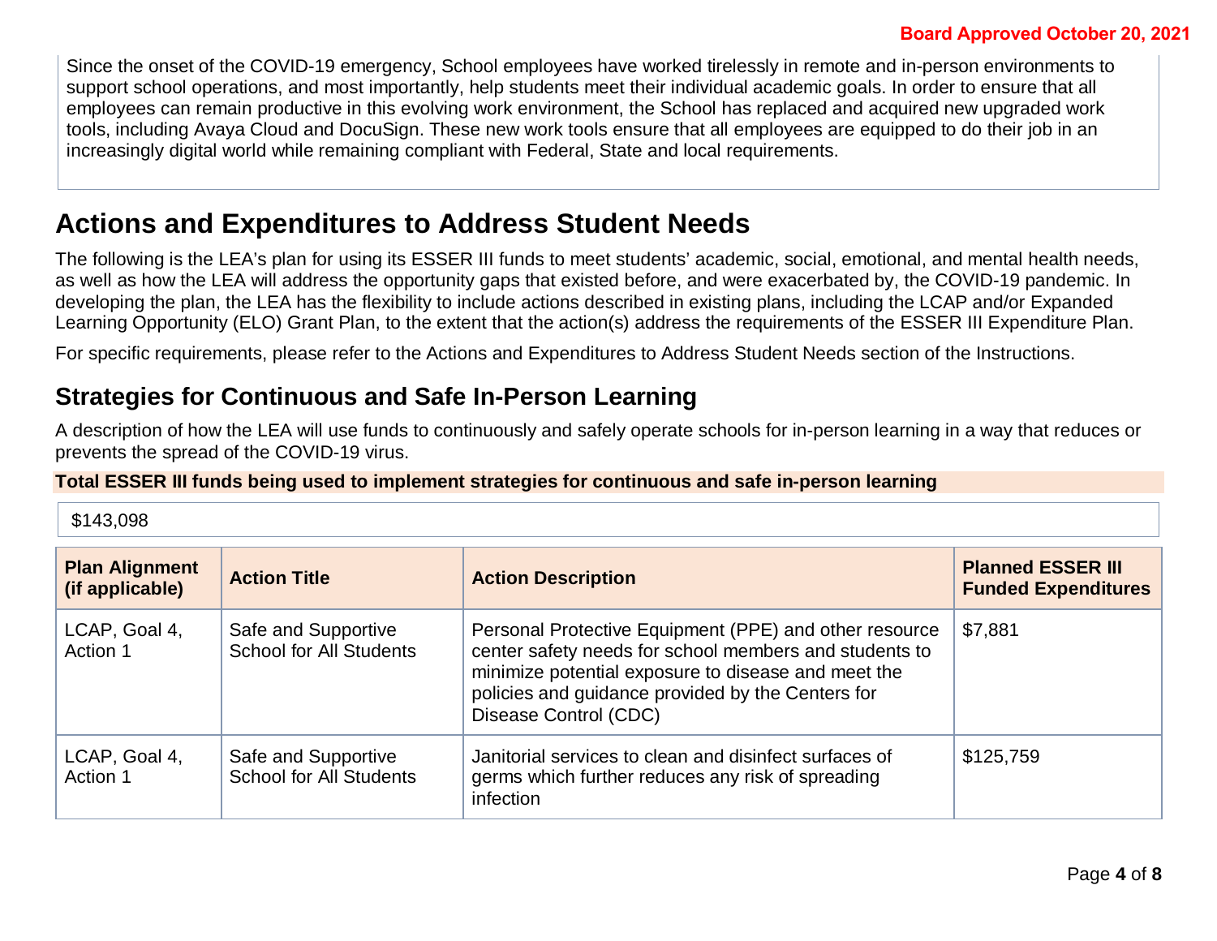Since the onset of the COVID-19 emergency, School employees have worked tirelessly in remote and in-person environments to support school operations, and most importantly, help students meet their individual academic goals. In order to ensure that all employees can remain productive in this evolving work environment, the School has replaced and acquired new upgraded work tools, including Avaya Cloud and DocuSign. These new work tools ensure that all employees are equipped to do their job in an increasingly digital world while remaining compliant with Federal, State and local requirements.

# Actions and Expenditures to Address Student Needs

The following is the LEA's plan for using its ESSER III funds to meet students' academic, social, emotional, and mental health needs, as well as how the LEA will address the opportunity gaps that existed before, and were exacerbated by, the COVID-19 pandemic. In developing the plan, the LEA has the flexibility to include actions described in existing plans, including the LCAP and/or Expanded Learning Opportunity (ELO) Grant Plan, to the extent that the action(s) address the requirements of the ESSER III Expenditure Plan.

For specific requirements, please refer to the Actions and Expenditures to Address Student Needs section of the Instructions.

## Strategies for Continuous and Safe In-Person Learning

A description of how the LEA will use funds to continuously and safely operate schools for in-person learning in a way that reduces or prevents the spread of the COVID-19 virus.

**Total ESSER III funds being used to implement strategies for continuous and safe in-person learning**

$143,098

| Plan Alignment (if applicable) | Action Title | Action Description | Planned ESSER III Funded Expenditures |
|---|---|---|---|
| LCAP, Goal 4, Action 1 | Safe and Supportive School for All Students | Personal Protective Equipment (PPE) and other resource center safety needs for school members and students to minimize potential exposure to disease and meet the policies and guidance provided by the Centers for Disease Control (CDC) | $7,881 |
| LCAP, Goal 4, Action 1 | Safe and Supportive School for All Students | Janitorial services to clean and disinfect surfaces of germs which further reduces any risk of spreading infection | $125,759 |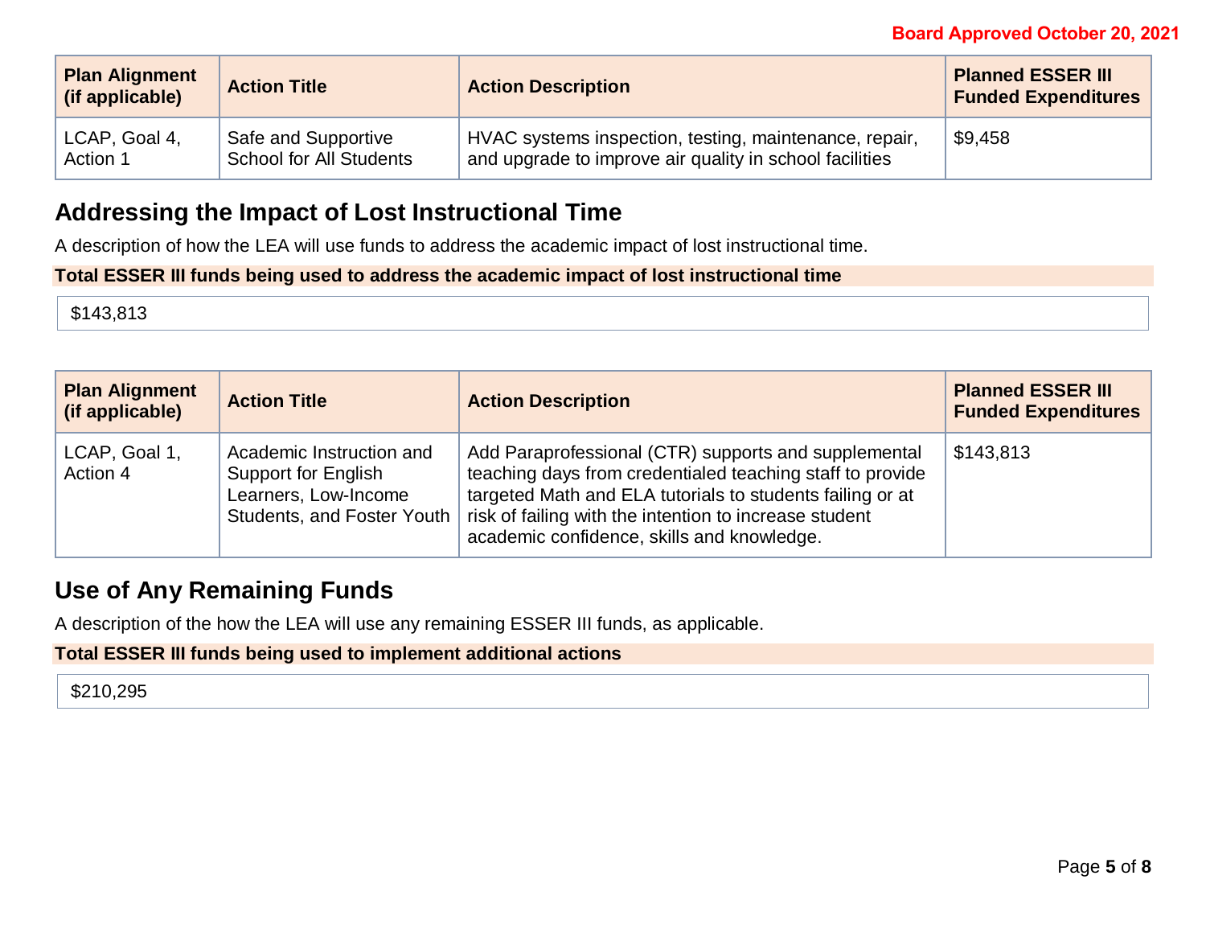| Plan Alignment (if applicable) | Action Title | Action Description | Planned ESSER III Funded Expenditures |
|---|---|---|---|
| LCAP, Goal 4, Action 1 | Safe and Supportive School for All Students | HVAC systems inspection, testing, maintenance, repair, and upgrade to improve air quality in school facilities | $9,458 |

## Addressing the Impact of Lost Instructional Time

A description of how the LEA will use funds to address the academic impact of lost instructional time.

**Total ESSER III funds being used to address the academic impact of lost instructional time**

$143,813

| Plan Alignment (if applicable) | Action Title | Action Description | Planned ESSER III Funded Expenditures |
|---|---|---|---|
| LCAP, Goal 1, Action 4 | Academic Instruction and Support for English Learners, Low-Income Students, and Foster Youth | Add Paraprofessional (CTR) supports and supplemental teaching days from credentialed teaching staff to provide targeted Math and ELA tutorials to students failing or at risk of failing with the intention to increase student academic confidence, skills and knowledge. | $143,813 |

## Use of Any Remaining Funds

A description of the how the LEA will use any remaining ESSER III funds, as applicable.

**Total ESSER III funds being used to implement additional actions**

$210,295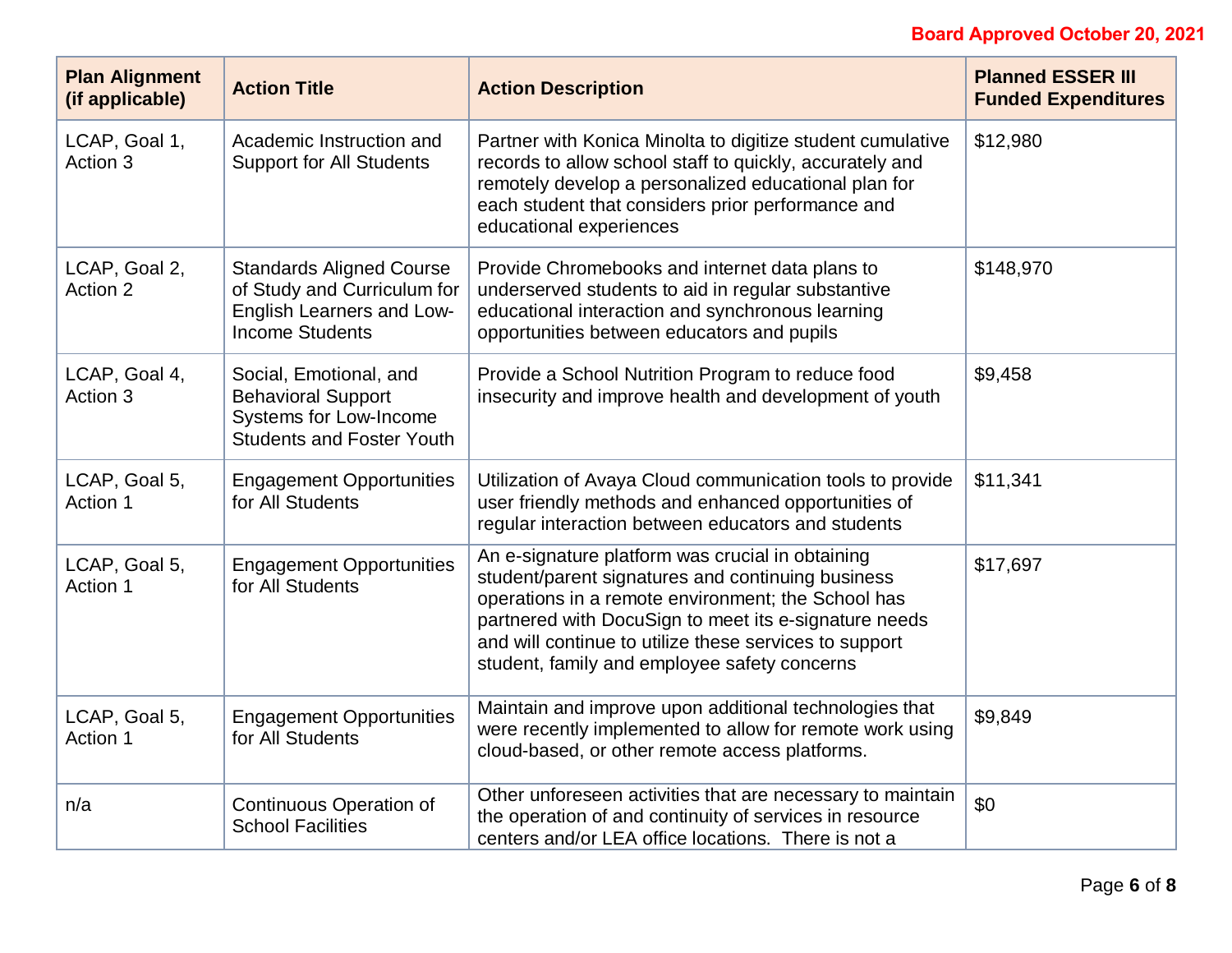**Board Approved October 20, 2021**

| Plan Alignment (if applicable) | Action Title | Action Description | Planned ESSER III Funded Expenditures |
|---|---|---|---|
| LCAP, Goal 1, Action 3 | Academic Instruction and Support for All Students | Partner with Konica Minolta to digitize student cumulative records to allow school staff to quickly, accurately and remotely develop a personalized educational plan for each student that considers prior performance and educational experiences | $12,980 |
| LCAP, Goal 2, Action 2 | Standards Aligned Course of Study and Curriculum for English Learners and Low-Income Students | Provide Chromebooks and internet data plans to underserved students to aid in regular substantive educational interaction and synchronous learning opportunities between educators and pupils | $148,970 |
| LCAP, Goal 4, Action 3 | Social, Emotional, and Behavioral Support Systems for Low-Income Students and Foster Youth | Provide a School Nutrition Program to reduce food insecurity and improve health and development of youth | $9,458 |
| LCAP, Goal 5, Action 1 | Engagement Opportunities for All Students | Utilization of Avaya Cloud communication tools to provide user friendly methods and enhanced opportunities of regular interaction between educators and students | $11,341 |
| LCAP, Goal 5, Action 1 | Engagement Opportunities for All Students | An e-signature platform was crucial in obtaining student/parent signatures and continuing business operations in a remote environment; the School has partnered with DocuSign to meet its e-signature needs and will continue to utilize these services to support student, family and employee safety concerns | $17,697 |
| LCAP, Goal 5, Action 1 | Engagement Opportunities for All Students | Maintain and improve upon additional technologies that were recently implemented to allow for remote work using cloud-based, or other remote access platforms. | $9,849 |
| n/a | Continuous Operation of School Facilities | Other unforeseen activities that are necessary to maintain the operation of and continuity of services in resource centers and/or LEA office locations. There is not a | $0 |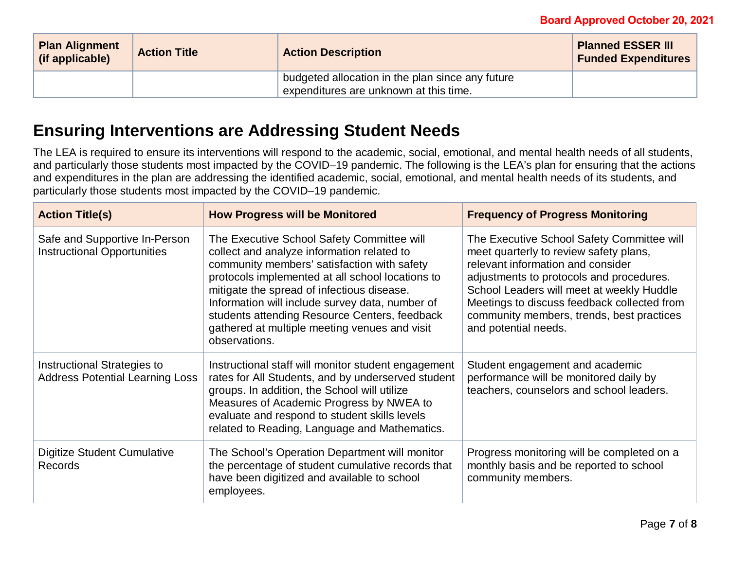Board Approved October 20, 2021

| Plan Alignment (if applicable) | Action Title | Action Description | Planned ESSER III Funded Expenditures |
|---|---|---|---|
| | | budgeted allocation in the plan since any future expenditures are unknown at this time. | |

## Ensuring Interventions are Addressing Student Needs

The LEA is required to ensure its interventions will respond to the academic, social, emotional, and mental health needs of all students, and particularly those students most impacted by the COVID–19 pandemic. The following is the LEA's plan for ensuring that the actions and expenditures in the plan are addressing the identified academic, social, emotional, and mental health needs of its students, and particularly those students most impacted by the COVID–19 pandemic.

| Action Title(s) | How Progress will be Monitored | Frequency of Progress Monitoring |
|---|---|---|
| Safe and Supportive In-Person Instructional Opportunities | The Executive School Safety Committee will collect and analyze information related to community members' satisfaction with safety protocols implemented at all school locations to mitigate the spread of infectious disease. Information will include survey data, number of students attending Resource Centers, feedback gathered at multiple meeting venues and visit observations. | The Executive School Safety Committee will meet quarterly to review safety plans, relevant information and consider adjustments to protocols and procedures. School Leaders will meet at weekly Huddle Meetings to discuss feedback collected from community members, trends, best practices and potential needs. |
| Instructional Strategies to Address Potential Learning Loss | Instructional staff will monitor student engagement rates for All Students, and by underserved student groups. In addition, the School will utilize Measures of Academic Progress by NWEA to evaluate and respond to student skills levels related to Reading, Language and Mathematics. | Student engagement and academic performance will be monitored daily by teachers, counselors and school leaders. |
| Digitize Student Cumulative Records | The School's Operation Department will monitor the percentage of student cumulative records that have been digitized and available to school employees. | Progress monitoring will be completed on a monthly basis and be reported to school community members. |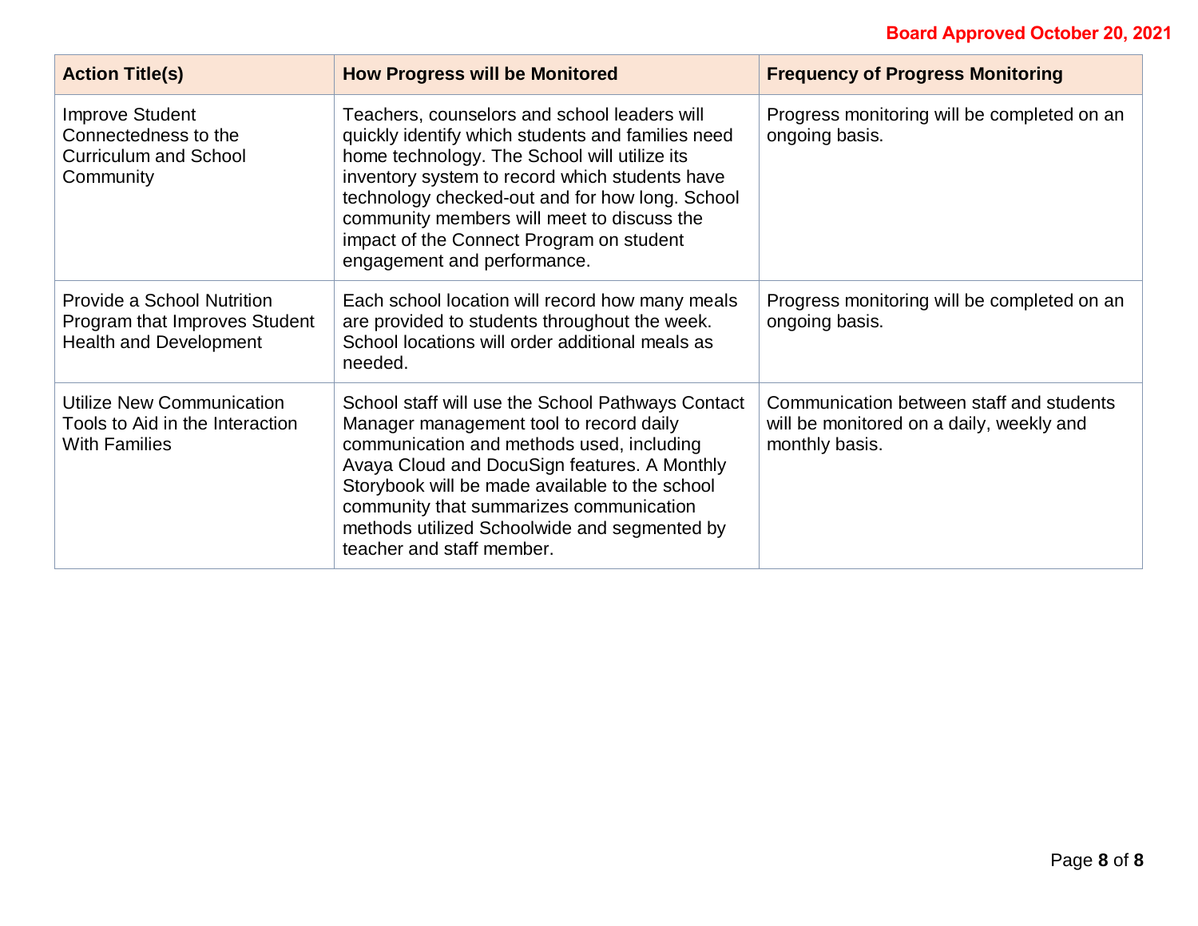Board Approved October 20, 2021

| Action Title(s) | How Progress will be Monitored | Frequency of Progress Monitoring |
|---|---|---|
| Improve Student Connectedness to the Curriculum and School Community | Teachers, counselors and school leaders will quickly identify which students and families need home technology. The School will utilize its inventory system to record which students have technology checked-out and for how long. School community members will meet to discuss the impact of the Connect Program on student engagement and performance. | Progress monitoring will be completed on an ongoing basis. |
| Provide a School Nutrition Program that Improves Student Health and Development | Each school location will record how many meals are provided to students throughout the week. School locations will order additional meals as needed. | Progress monitoring will be completed on an ongoing basis. |
| Utilize New Communication Tools to Aid in the Interaction With Families | School staff will use the School Pathways Contact Manager management tool to record daily communication and methods used, including Avaya Cloud and DocuSign features. A Monthly Storybook will be made available to the school community that summarizes communication methods utilized Schoolwide and segmented by teacher and staff member. | Communication between staff and students will be monitored on a daily, weekly and monthly basis. |